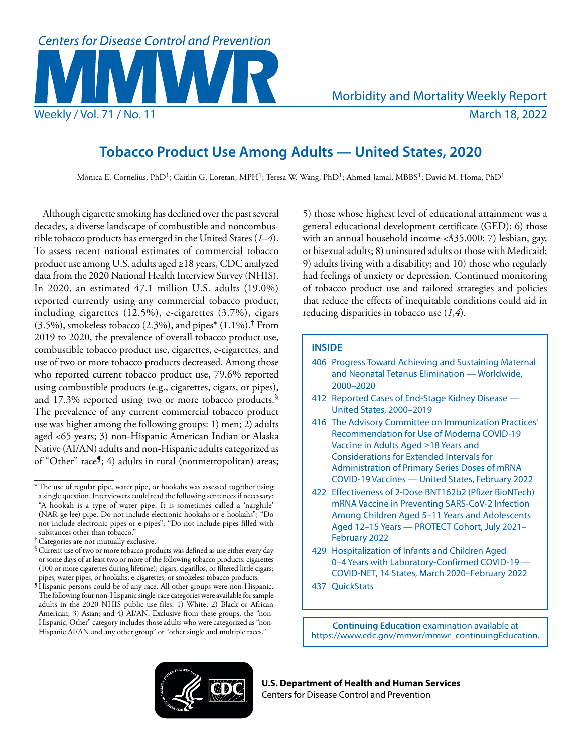# Tobacco Product Use Among Adults — United States, 2020

Monica E. Cornelius, PhD[1]; Caitlin G. Loretan, MPH[1]; Teresa W. Wang, PhD[1]; Ahmed Jamal, MBBS[1]; David M. Homa, PhD[1]

Although cigarette smoking has declined over the past several decades, a diverse landscape of combustible and noncombustible tobacco products has emerged in the United States (*1–4*). To assess recent national estimates of commercial tobacco product use among U.S. adults aged ≥18 years, CDC analyzed data from the 2020 National Health Interview Survey (NHIS). In 2020, an estimated 47.1 million U.S. adults (19.0%) reported currently using any commercial tobacco product, including cigarettes (12.5%), e-cigarettes (3.7%), cigars (3.5%), smokeless tobacco (2.3%), and pipes* (1.1%).[†] From 2019 to 2020, the prevalence of overall tobacco product use, combustible tobacco product use, cigarettes, e-cigarettes, and use of two or more tobacco products decreased. Among those who reported current tobacco product use, 79.6% reported using combustible products (e.g., cigarettes, cigars, or pipes), and 17.3% reported using two or more tobacco products.[§] The prevalence of any current commercial tobacco product use was higher among the following groups: 1) men; 2) adults aged <65 years; 3) non-Hispanic American Indian or Alaska Native (AI/AN) adults and non-Hispanic adults categorized as of "Other" race[¶]; 4) adults in rural (nonmetropolitan) areas; 5) those whose highest level of educational attainment was a general educational development certificate (GED); 6) those with an annual household income <$35,000; 7) lesbian, gay, or bisexual adults; 8) uninsured adults or those with Medicaid; 9) adults living with a disability; and 10) those who regularly had feelings of anxiety or depression. Continued monitoring of tobacco product use and tailored strategies and policies that reduce the effects of inequitable conditions could aid in reducing disparities in tobacco use (*1*,*4*).

* The use of regular pipe, water pipe, or hookahs was assessed together using a single question. Interviewers could read the following sentences if necessary: "A hookah is a type of water pipe. It is sometimes called a 'narghile' (NAR-ge-lee) pipe. Do not include electronic hookahs or e-hookahs"; "Do not include electronic pipes or e-pipes"; "Do not include pipes filled with substances other than tobacco."

† Categories are not mutually exclusive.

§ Current use of two or more tobacco products was defined as use either every day or some days of at least two or more of the following tobacco products: cigarettes (100 or more cigarettes during lifetime); cigars, cigarillos, or filtered little cigars; pipes, water pipes, or hookahs; e-cigarettes; or smokeless tobacco products.

¶ Hispanic persons could be of any race. All other groups were non-Hispanic. The following four non-Hispanic single-race categories were available for sample adults in the 2020 NHIS public use files: 1) White; 2) Black or African American; 3) Asian; and 4) AI/AN. Exclusive from these groups, the "non-Hispanic, Other" category includes those adults who were categorized as "non-Hispanic AI/AN and any other group" or "other single and multiple races."

**INSIDE**

- 406 Progress Toward Achieving and Sustaining Maternal and Neonatal Tetanus Elimination — Worldwide, 2000–2020
- 412 Reported Cases of End-Stage Kidney Disease — United States, 2000–2019
- 416 The Advisory Committee on Immunization Practices' Recommendation for Use of Moderna COVID-19 Vaccine in Adults Aged ≥18 Years and Considerations for Extended Intervals for Administration of Primary Series Doses of mRNA COVID-19 Vaccines — United States, February 2022
- 422 Effectiveness of 2-Dose BNT162b2 (Pfizer BioNTech) mRNA Vaccine in Preventing SARS-CoV-2 Infection Among Children Aged 5–11 Years and Adolescents Aged 12–15 Years — PROTECT Cohort, July 2021–February 2022
- 429 Hospitalization of Infants and Children Aged 0–4 Years with Laboratory-Confirmed COVID-19 — COVID-NET, 14 States, March 2020–February 2022
- 437 QuickStats

**Continuing Education** examination available at https://www.cdc.gov/mmwr/mmwr_continuingEducation.

**U.S. Department of Health and Human Services**
Centers for Disease Control and Prevention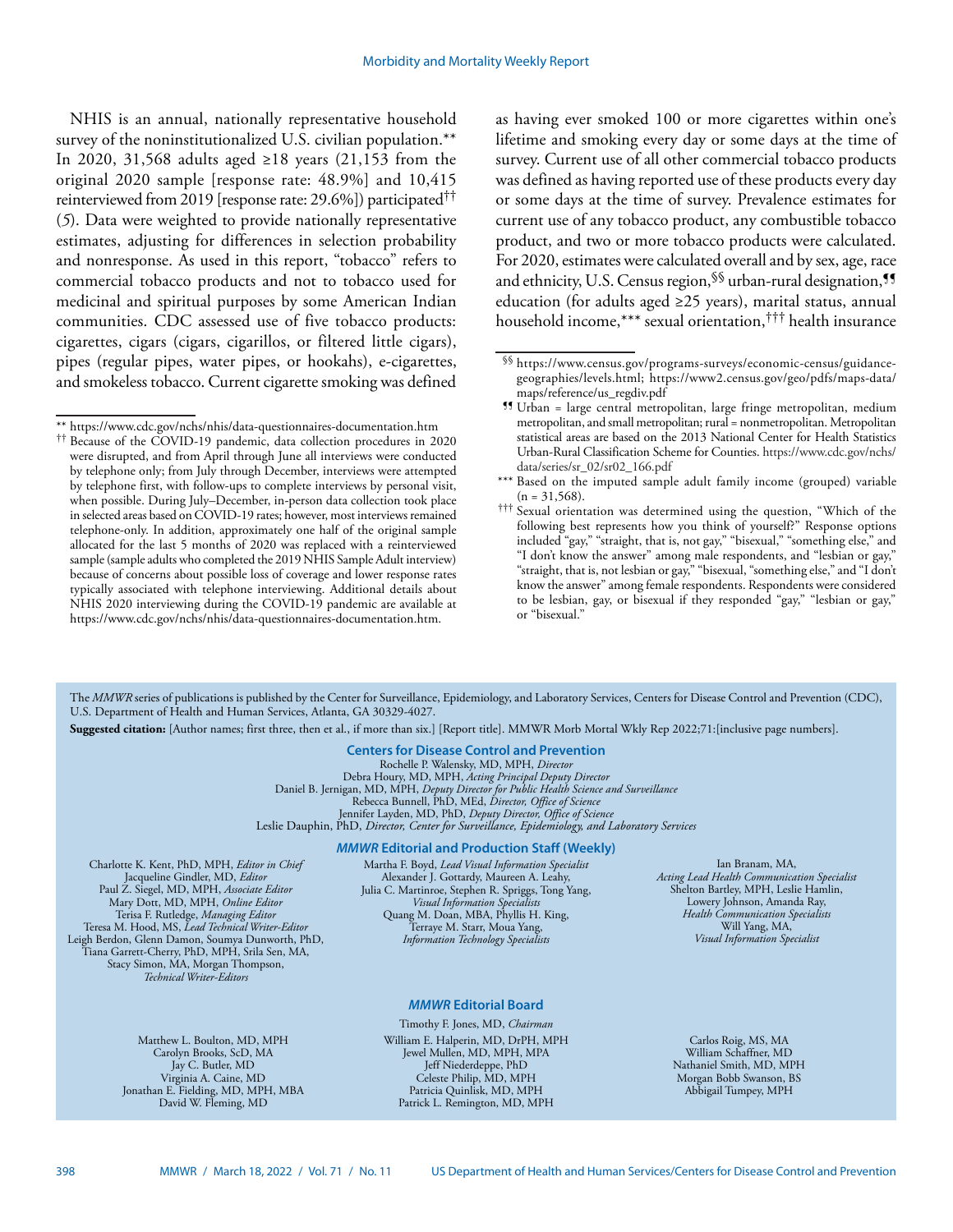NHIS is an annual, nationally representative household survey of the noninstitutionalized U.S. civilian population.** In 2020, 31,568 adults aged ≥18 years (21,153 from the original 2020 sample [response rate: 48.9%] and 10,415 reinterviewed from 2019 [response rate: 29.6%]) participated†† (*5*). Data were weighted to provide nationally representative estimates, adjusting for differences in selection probability and nonresponse. As used in this report, "tobacco" refers to commercial tobacco products and not to tobacco used for medicinal and spiritual purposes by some American Indian communities. CDC assessed use of five tobacco products: cigarettes, cigars (cigars, cigarillos, or filtered little cigars), pipes (regular pipes, water pipes, or hookahs), e-cigarettes, and smokeless tobacco. Current cigarette smoking was defined as having ever smoked 100 or more cigarettes within one's lifetime and smoking every day or some days at the time of survey. Current use of all other commercial tobacco products was defined as having reported use of these products every day or some days at the time of survey. Prevalence estimates for current use of any tobacco product, any combustible tobacco product, and two or more tobacco products were calculated. For 2020, estimates were calculated overall and by sex, age, race and ethnicity, U.S. Census region,§§ urban-rural designation,¶¶ education (for adults aged ≥25 years), marital status, annual household income,*** sexual orientation,††† health insurance

** https://www.cdc.gov/nchs/nhis/data-questionnaires-documentation.htm

†† Because of the COVID-19 pandemic, data collection procedures in 2020 were disrupted, and from April through June all interviews were conducted by telephone only; from July through December, interviews were attempted by telephone first, with follow-ups to complete interviews by personal visit, when possible. During July–December, in-person data collection took place in selected areas based on COVID-19 rates; however, most interviews remained telephone-only. In addition, approximately one half of the original sample allocated for the last 5 months of 2020 was replaced with a reinterviewed sample (sample adults who completed the 2019 NHIS Sample Adult interview) because of concerns about possible loss of coverage and lower response rates typically associated with telephone interviewing. Additional details about NHIS 2020 interviewing during the COVID-19 pandemic are available at https://www.cdc.gov/nchs/nhis/data-questionnaires-documentation.htm.

§§ https://www.census.gov/programs-surveys/economic-census/guidance-geographies/levels.html; https://www2.census.gov/geo/pdfs/maps-data/maps/reference/us_regdiv.pdf

¶¶ Urban = large central metropolitan, large fringe metropolitan, medium metropolitan, and small metropolitan; rural = nonmetropolitan. Metropolitan statistical areas are based on the 2013 National Center for Health Statistics Urban-Rural Classification Scheme for Counties. https://www.cdc.gov/nchs/data/series/sr_02/sr02_166.pdf

*** Based on the imputed sample adult family income (grouped) variable (n = 31,568).

††† Sexual orientation was determined using the question, "Which of the following best represents how you think of yourself?" Response options included "gay," "straight, that is, not gay," "bisexual," "something else," and "I don't know the answer" among male respondents, and "lesbian or gay," "straight, that is, not lesbian or gay," "bisexual, "something else," and "I don't know the answer" among female respondents. Respondents were considered to be lesbian, gay, or bisexual if they responded "gay," "lesbian or gay," or "bisexual."

The *MMWR* series of publications is published by the Center for Surveillance, Epidemiology, and Laboratory Services, Centers for Disease Control and Prevention (CDC), U.S. Department of Health and Human Services, Atlanta, GA 30329-4027.

**Suggested citation:** [Author names; first three, then et al., if more than six.] [Report title]. MMWR Morb Mortal Wkly Rep 2022;71:[inclusive page numbers].

**Centers for Disease Control and Prevention**

Rochelle P. Walensky, MD, MPH, *Director*
Debra Houry, MD, MPH, *Acting Principal Deputy Director*
Daniel B. Jernigan, MD, MPH, *Deputy Director for Public Health Science and Surveillance*
Rebecca Bunnell, PhD, MEd, *Director, Office of Science*
Jennifer Layden, MD, PhD, *Deputy Director, Office of Science*
Leslie Dauphin, PhD, *Director, Center for Surveillance, Epidemiology, and Laboratory Services*

***MMWR* Editorial and Production Staff (Weekly)**

Charlotte K. Kent, PhD, MPH, *Editor in Chief*
Jacqueline Gindler, MD, *Editor*
Paul Z. Siegel, MD, MPH, *Associate Editor*
Mary Dott, MD, MPH, *Online Editor*
Terisa F. Rutledge, *Managing Editor*
Teresa M. Hood, MS, *Lead Technical Writer-Editor*
Leigh Berdon, Glenn Damon, Soumya Dunworth, PhD, Tiana Garrett-Cherry, PhD, MPH, Srila Sen, MA, Stacy Simon, MA, Morgan Thompson, *Technical Writer-Editors*

Martha F. Boyd, *Lead Visual Information Specialist*
Alexander J. Gottardy, Maureen A. Leahy, Julia C. Martinroe, Stephen R. Spriggs, Tong Yang, *Visual Information Specialists*
Quang M. Doan, MBA, Phyllis H. King, Terraye M. Starr, Moua Yang, *Information Technology Specialists*

Ian Branam, MA, *Acting Lead Health Communication Specialist*
Shelton Bartley, MPH, Leslie Hamlin, Lowery Johnson, Amanda Ray, *Health Communication Specialists*
Will Yang, MA, *Visual Information Specialist*

***MMWR* Editorial Board**

Timothy F. Jones, MD, *Chairman*

Matthew L. Boulton, MD, MPH
Carolyn Brooks, ScD, MA
Jay C. Butler, MD
Virginia A. Caine, MD
Jonathan E. Fielding, MD, MPH, MBA
David W. Fleming, MD

William E. Halperin, MD, DrPH, MPH
Jewel Mullen, MD, MPH, MPA
Jeff Niederdeppe, PhD
Celeste Philip, MD, MPH
Patricia Quinlisk, MD, MPH
Patrick L. Remington, MD, MPH

Carlos Roig, MS, MA
William Schaffner, MD
Nathaniel Smith, MD, MPH
Morgan Bobb Swanson, BS
Abbigail Tumpey, MPH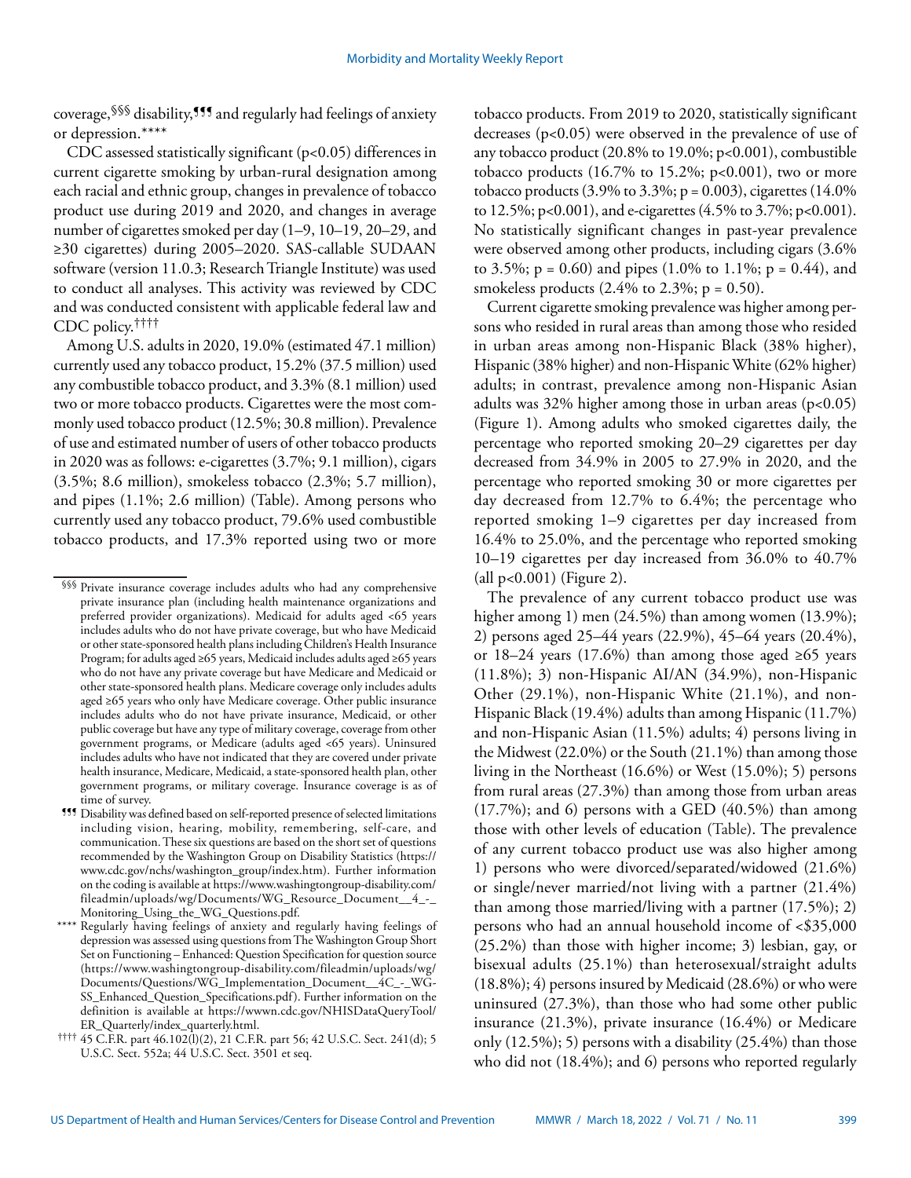coverage,[§§§] disability,[¶¶¶] and regularly had feelings of anxiety or depression.[****]

CDC assessed statistically significant ($p<0.05$) differences in current cigarette smoking by urban-rural designation among each racial and ethnic group, changes in prevalence of tobacco product use during 2019 and 2020, and changes in average number of cigarettes smoked per day (1–9, 10–19, 20–29, and ≥30 cigarettes) during 2005–2020. SAS-callable SUDAAN software (version 11.0.3; Research Triangle Institute) was used to conduct all analyses. This activity was reviewed by CDC and was conducted consistent with applicable federal law and CDC policy.[††††]

Among U.S. adults in 2020, 19.0% (estimated 47.1 million) currently used any tobacco product, 15.2% (37.5 million) used any combustible tobacco product, and 3.3% (8.1 million) used two or more tobacco products. Cigarettes were the most commonly used tobacco product (12.5%; 30.8 million). Prevalence of use and estimated number of users of other tobacco products in 2020 was as follows: e-cigarettes (3.7%; 9.1 million), cigars (3.5%; 8.6 million), smokeless tobacco (2.3%; 5.7 million), and pipes (1.1%; 2.6 million) (Table). Among persons who currently used any tobacco product, 79.6% used combustible tobacco products, and 17.3% reported using two or more tobacco products. From 2019 to 2020, statistically significant decreases ($p<0.05$) were observed in the prevalence of use of any tobacco product (20.8% to 19.0%; $p<0.001$), combustible tobacco products (16.7% to 15.2%; $p<0.001$), two or more tobacco products (3.9% to 3.3%; $p = 0.003$), cigarettes (14.0% to 12.5%; $p<0.001$), and e-cigarettes (4.5% to 3.7%; $p<0.001$). No statistically significant changes in past-year prevalence were observed among other products, including cigars (3.6% to 3.5%; $p = 0.60$) and pipes (1.0% to 1.1%; $p = 0.44$), and smokeless products (2.4% to 2.3%; $p = 0.50$).

Current cigarette smoking prevalence was higher among persons who resided in rural areas than among those who resided in urban areas among non-Hispanic Black (38% higher), Hispanic (38% higher) and non-Hispanic White (62% higher) adults; in contrast, prevalence among non-Hispanic Asian adults was 32% higher among those in urban areas ($p<0.05$) (Figure 1). Among adults who smoked cigarettes daily, the percentage who reported smoking 20–29 cigarettes per day decreased from 34.9% in 2005 to 27.9% in 2020, and the percentage who reported smoking 30 or more cigarettes per day decreased from 12.7% to 6.4%; the percentage who reported smoking 1–9 cigarettes per day increased from 16.4% to 25.0%, and the percentage who reported smoking 10–19 cigarettes per day increased from 36.0% to 40.7% (all $p<0.001$) (Figure 2).

The prevalence of any current tobacco product use was higher among 1) men (24.5%) than among women (13.9%); 2) persons aged 25–44 years (22.9%), 45–64 years (20.4%), or 18–24 years (17.6%) than among those aged ≥65 years (11.8%); 3) non-Hispanic AI/AN (34.9%), non-Hispanic Other (29.1%), non-Hispanic White (21.1%), and non-Hispanic Black (19.4%) adults than among Hispanic (11.7%) and non-Hispanic Asian (11.5%) adults; 4) persons living in the Midwest (22.0%) or the South (21.1%) than among those living in the Northeast (16.6%) or West (15.0%); 5) persons from rural areas (27.3%) than among those from urban areas (17.7%); and 6) persons with a GED (40.5%) than among those with other levels of education (Table). The prevalence of any current tobacco product use was also higher among 1) persons who were divorced/separated/widowed (21.6%) or single/never married/not living with a partner (21.4%) than among those married/living with a partner (17.5%); 2) persons who had an annual household income of <$35,000 (25.2%) than those with higher income; 3) lesbian, gay, or bisexual adults (25.1%) than heterosexual/straight adults (18.8%); 4) persons insured by Medicaid (28.6%) or who were uninsured (27.3%), than those who had some other public insurance (21.3%), private insurance (16.4%) or Medicare only (12.5%); 5) persons with a disability (25.4%) than those who did not (18.4%); and 6) persons who reported regularly

---

[§§§] Private insurance coverage includes adults who had any comprehensive private insurance plan (including health maintenance organizations and preferred provider organizations). Medicaid for adults aged <65 years includes adults who do not have private coverage, but who have Medicaid or other state-sponsored health plans including Children's Health Insurance Program; for adults aged ≥65 years, Medicaid includes adults aged ≥65 years who do not have any private coverage but have Medicare and Medicaid or other state-sponsored health plans. Medicare coverage only includes adults aged ≥65 years who only have Medicare coverage. Other public insurance includes adults who do not have private insurance, Medicaid, or other public coverage but have any type of military coverage, coverage from other government programs, or Medicare (adults aged <65 years). Uninsured includes adults who have not indicated that they are covered under private health insurance, Medicare, Medicaid, a state-sponsored health plan, other government programs, or military coverage. Insurance coverage is as of time of survey.

[¶¶¶] Disability was defined based on self-reported presence of selected limitations including vision, hearing, mobility, remembering, self-care, and communication. These six questions are based on the short set of questions recommended by the Washington Group on Disability Statistics (https://www.cdc.gov/nchs/washington_group/index.htm). Further information on the coding is available at https://www.washingtongroup-disability.com/fileadmin/uploads/wg/Documents/WG_Resource_Document__4_-_Monitoring_Using_the_WG_Questions.pdf.

[****] Regularly having feelings of anxiety and regularly having feelings of depression was assessed using questions from The Washington Group Short Set on Functioning – Enhanced: Question Specification for question source (https://www.washingtongroup-disability.com/fileadmin/uploads/wg/Documents/Questions/WG_Implementation_Document__4C_-_WG-SS_Enhanced_Question_Specifications.pdf). Further information on the definition is available at https://wwwn.cdc.gov/NHISDataQueryTool/ER_Quarterly/index_quarterly.html.

[††††] 45 C.F.R. part 46.102(l)(2), 21 C.F.R. part 56; 42 U.S.C. Sect. 241(d); 5 U.S.C. Sect. 552a; 44 U.S.C. Sect. 3501 et seq.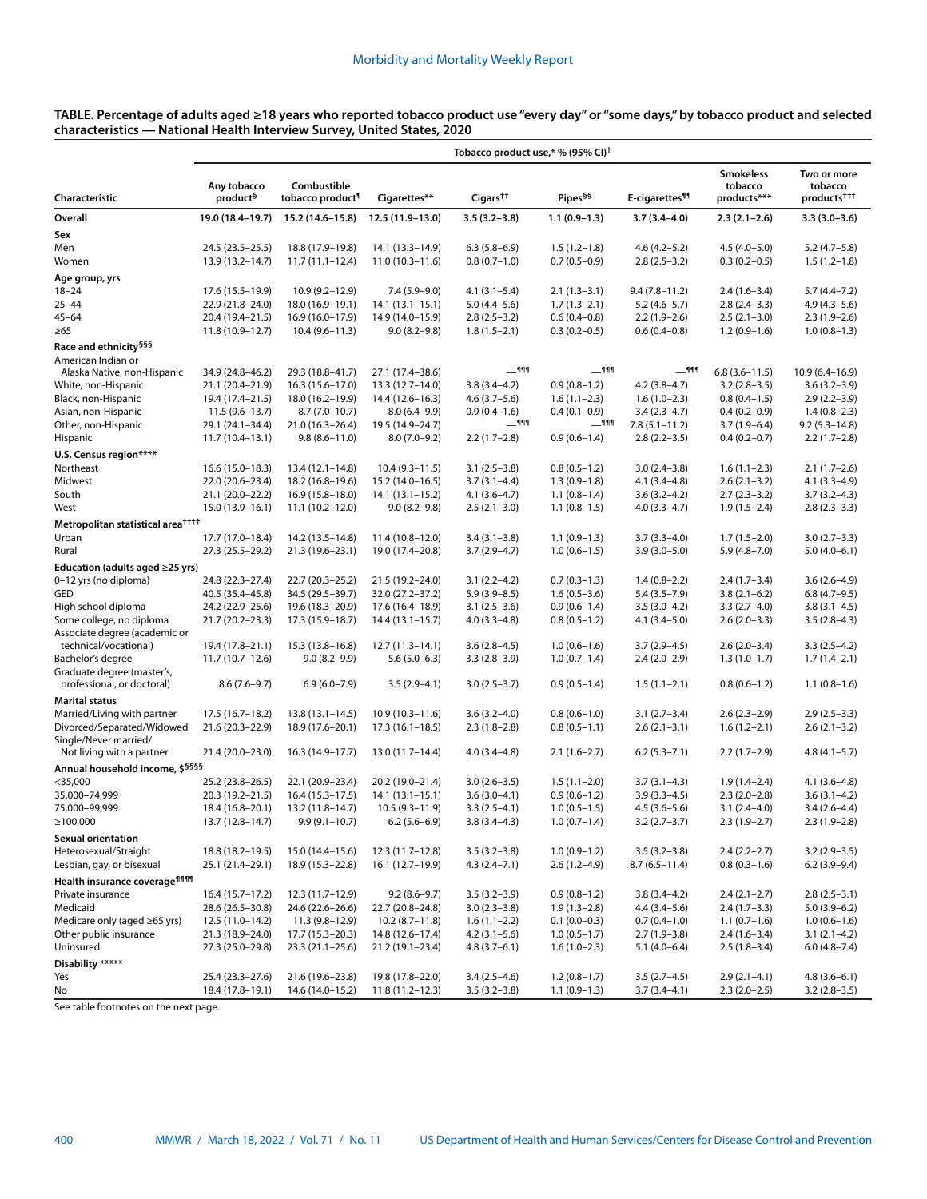**TABLE. Percentage of adults aged ≥18 years who reported tobacco product use "every day" or "some days," by tobacco product and selected characteristics — National Health Interview Survey, United States, 2020**

| Characteristic | Tobacco product use,* % (95% CI)† | | | | | | | |
|---|---|---|---|---|---|---|---|---|
| | Any tobacco product§ | Combustible tobacco product¶ | Cigarettes** | Cigars†† | Pipes§§ | E-cigarettes¶¶ | Smokeless tobacco products*** | Two or more tobacco products††† |
| **Overall** | **19.0 (18.4–19.7)** | **15.2 (14.6–15.8)** | **12.5 (11.9–13.0)** | **3.5 (3.2–3.8)** | **1.1 (0.9–1.3)** | **3.7 (3.4–4.0)** | **2.3 (2.1–2.6)** | **3.3 (3.0–3.6)** |
| **Sex** | | | | | | | | |
| Men | 24.5 (23.5–25.5) | 18.8 (17.9–19.8) | 14.1 (13.3–14.9) | 6.3 (5.8–6.9) | 1.5 (1.2–1.8) | 4.6 (4.2–5.2) | 4.5 (4.0–5.0) | 5.2 (4.7–5.8) |
| Women | 13.9 (13.2–14.7) | 11.7 (11.1–12.4) | 11.0 (10.3–11.6) | 0.8 (0.7–1.0) | 0.7 (0.5–0.9) | 2.8 (2.5–3.2) | 0.3 (0.2–0.5) | 1.5 (1.2–1.8) |
| **Age group, yrs** | | | | | | | | |
| 18–24 | 17.6 (15.5–19.9) | 10.9 (9.2–12.9) | 7.4 (5.9–9.0) | 4.1 (3.1–5.4) | 2.1 (1.3–3.1) | 9.4 (7.8–11.2) | 2.4 (1.6–3.4) | 5.7 (4.4–7.2) |
| 25–44 | 22.9 (21.8–24.0) | 18.0 (16.9–19.1) | 14.1 (13.1–15.1) | 5.0 (4.4–5.6) | 1.7 (1.3–2.1) | 5.2 (4.6–5.7) | 2.8 (2.4–3.3) | 4.9 (4.3–5.6) |
| 45–64 | 20.4 (19.4–21.5) | 16.9 (16.0–17.9) | 14.9 (14.0–15.9) | 2.8 (2.5–3.2) | 0.6 (0.4–0.8) | 2.2 (1.9–2.6) | 2.5 (2.1–3.0) | 2.3 (1.9–2.6) |
| ≥65 | 11.8 (10.9–12.7) | 10.4 (9.6–11.3) | 9.0 (8.2–9.8) | 1.8 (1.5–2.1) | 0.3 (0.2–0.5) | 0.6 (0.4–0.8) | 1.2 (0.9–1.6) | 1.0 (0.8–1.3) |
| **Race and ethnicity§§§** | | | | | | | | |
| American Indian or Alaska Native, non-Hispanic | 34.9 (24.8–46.2) | 29.3 (18.8–41.7) | 27.1 (17.4–38.6) | —¶¶¶ | —¶¶¶ | —¶¶¶ | 6.8 (3.6–11.5) | 10.9 (6.4–16.9) |
| White, non-Hispanic | 21.1 (20.4–21.9) | 16.3 (15.6–17.0) | 13.3 (12.7–14.0) | 3.8 (3.4–4.2) | 0.9 (0.8–1.2) | 4.2 (3.8–4.7) | 3.2 (2.8–3.5) | 3.6 (3.2–3.9) |
| Black, non-Hispanic | 19.4 (17.4–21.5) | 18.0 (16.2–19.9) | 14.4 (12.6–16.3) | 4.6 (3.7–5.6) | 1.6 (1.1–2.3) | 1.6 (1.0–2.3) | 0.8 (0.4–1.5) | 2.9 (2.2–3.9) |
| Asian, non-Hispanic | 11.5 (9.6–13.7) | 8.7 (7.0–10.7) | 8.0 (6.4–9.9) | 0.9 (0.4–1.6) | 0.4 (0.1–0.9) | 3.4 (2.3–4.7) | 0.4 (0.2–0.9) | 1.4 (0.8–2.3) |
| Other, non-Hispanic | 29.1 (24.1–34.4) | 21.0 (16.3–26.4) | 19.5 (14.9–24.7) | —¶¶¶ | —¶¶¶ | 7.8 (5.1–11.2) | 3.7 (1.9–6.4) | 9.2 (5.3–14.8) |
| Hispanic | 11.7 (10.4–13.1) | 9.8 (8.6–11.0) | 8.0 (7.0–9.2) | 2.2 (1.7–2.8) | 0.9 (0.6–1.4) | 2.8 (2.2–3.5) | 0.4 (0.2–0.7) | 2.2 (1.7–2.8) |
| **U.S. Census region\*\*\*\*** | | | | | | | | |
| Northeast | 16.6 (15.0–18.3) | 13.4 (12.1–14.8) | 10.4 (9.3–11.5) | 3.1 (2.5–3.8) | 0.8 (0.5–1.2) | 3.0 (2.4–3.8) | 1.6 (1.1–2.3) | 2.1 (1.7–2.6) |
| Midwest | 22.0 (20.6–23.4) | 18.2 (16.8–19.6) | 15.2 (14.0–16.5) | 3.7 (3.1–4.4) | 1.3 (0.9–1.8) | 4.1 (3.4–4.8) | 2.6 (2.1–3.2) | 4.1 (3.3–4.9) |
| South | 21.1 (20.0–22.2) | 16.9 (15.8–18.0) | 14.1 (13.1–15.2) | 4.1 (3.6–4.7) | 1.1 (0.8–1.4) | 3.6 (3.2–4.2) | 2.7 (2.3–3.2) | 3.7 (3.2–4.3) |
| West | 15.0 (13.9–16.1) | 11.1 (10.2–12.0) | 9.0 (8.2–9.8) | 2.5 (2.1–3.0) | 1.1 (0.8–1.5) | 4.0 (3.3–4.7) | 1.9 (1.5–2.4) | 2.8 (2.3–3.3) |
| **Metropolitan statistical area††††** | | | | | | | | |
| Urban | 17.7 (17.0–18.4) | 14.2 (13.5–14.8) | 11.4 (10.8–12.0) | 3.4 (3.1–3.8) | 1.1 (0.9–1.3) | 3.7 (3.3–4.0) | 1.7 (1.5–2.0) | 3.0 (2.7–3.3) |
| Rural | 27.3 (25.5–29.2) | 21.3 (19.6–23.1) | 19.0 (17.4–20.8) | 3.7 (2.9–4.7) | 1.0 (0.6–1.5) | 3.9 (3.0–5.0) | 5.9 (4.8–7.0) | 5.0 (4.0–6.1) |
| **Education (adults aged ≥25 yrs)** | | | | | | | | |
| 0–12 yrs (no diploma) | 24.8 (22.3–27.4) | 22.7 (20.3–25.2) | 21.5 (19.2–24.0) | 3.1 (2.2–4.2) | 0.7 (0.3–1.3) | 1.4 (0.8–2.2) | 2.4 (1.7–3.4) | 3.6 (2.6–4.9) |
| GED | 40.5 (35.4–45.8) | 34.5 (29.5–39.7) | 32.0 (27.2–37.2) | 5.9 (3.9–8.5) | 1.6 (0.5–3.6) | 5.4 (3.5–7.9) | 3.8 (2.1–6.2) | 6.8 (4.7–9.5) |
| High school diploma | 24.2 (22.9–25.6) | 19.6 (18.3–20.9) | 17.6 (16.4–18.9) | 3.1 (2.5–3.6) | 0.9 (0.6–1.4) | 3.5 (3.0–4.2) | 3.3 (2.7–4.0) | 3.8 (3.1–4.5) |
| Some college, no diploma | 21.7 (20.2–23.3) | 17.3 (15.9–18.7) | 14.4 (13.1–15.7) | 4.0 (3.3–4.8) | 0.8 (0.5–1.2) | 4.1 (3.4–5.0) | 2.6 (2.0–3.3) | 3.5 (2.8–4.3) |
| Associate degree (academic or technical/vocational) | 19.4 (17.8–21.1) | 15.3 (13.8–16.8) | 12.7 (11.3–14.1) | 3.6 (2.8–4.5) | 1.0 (0.6–1.6) | 3.7 (2.9–4.5) | 2.6 (2.0–3.4) | 3.3 (2.5–4.2) |
| Bachelor's degree | 11.7 (10.7–12.6) | 9.0 (8.2–9.9) | 5.6 (5.0–6.3) | 3.3 (2.8–3.9) | 1.0 (0.7–1.4) | 2.4 (2.0–2.9) | 1.3 (1.0–1.7) | 1.7 (1.4–2.1) |
| Graduate degree (master's, professional, or doctoral) | 8.6 (7.6–9.7) | 6.9 (6.0–7.9) | 3.5 (2.9–4.1) | 3.0 (2.5–3.7) | 0.9 (0.5–1.4) | 1.5 (1.1–2.1) | 0.8 (0.6–1.2) | 1.1 (0.8–1.6) |
| **Marital status** | | | | | | | | |
| Married/Living with partner | 17.5 (16.7–18.2) | 13.8 (13.1–14.5) | 10.9 (10.3–11.6) | 3.6 (3.2–4.0) | 0.8 (0.6–1.0) | 3.1 (2.7–3.4) | 2.6 (2.3–2.9) | 2.9 (2.5–3.3) |
| Divorced/Separated/Widowed | 21.6 (20.3–22.9) | 18.9 (17.6–20.1) | 17.3 (16.1–18.5) | 2.3 (1.8–2.8) | 0.8 (0.5–1.1) | 2.6 (2.1–3.1) | 1.6 (1.2–2.1) | 2.6 (2.1–3.2) |
| Single/Never married/ Not living with a partner | 21.4 (20.0–23.0) | 16.3 (14.9–17.7) | 13.0 (11.7–14.4) | 4.0 (3.4–4.8) | 2.1 (1.6–2.7) | 6.2 (5.3–7.1) | 2.2 (1.7–2.9) | 4.8 (4.1–5.7) |
| **Annual household income, $§§§§** | | | | | | | | |
| <35,000 | 25.2 (23.8–26.5) | 22.1 (20.9–23.4) | 20.2 (19.0–21.4) | 3.0 (2.6–3.5) | 1.5 (1.1–2.0) | 3.7 (3.1–4.3) | 1.9 (1.4–2.4) | 4.1 (3.6–4.8) |
| 35,000–74,999 | 20.3 (19.2–21.5) | 16.4 (15.3–17.5) | 14.1 (13.1–15.1) | 3.6 (3.0–4.1) | 0.9 (0.6–1.2) | 3.9 (3.3–4.5) | 2.3 (2.0–2.8) | 3.6 (3.1–4.2) |
| 75,000–99,999 | 18.4 (16.8–20.1) | 13.2 (11.8–14.7) | 10.5 (9.3–11.9) | 3.3 (2.5–4.1) | 1.0 (0.5–1.5) | 4.5 (3.6–5.6) | 3.1 (2.4–4.0) | 3.4 (2.6–4.4) |
| ≥100,000 | 13.7 (12.8–14.7) | 9.9 (9.1–10.7) | 6.2 (5.6–6.9) | 3.8 (3.4–4.3) | 1.0 (0.7–1.4) | 3.2 (2.7–3.7) | 2.3 (1.9–2.7) | 2.3 (1.9–2.8) |
| **Sexual orientation** | | | | | | | | |
| Heterosexual/Straight | 18.8 (18.2–19.5) | 15.0 (14.4–15.6) | 12.3 (11.7–12.8) | 3.5 (3.2–3.8) | 1.0 (0.9–1.2) | 3.5 (3.2–3.8) | 2.4 (2.2–2.7) | 3.2 (2.9–3.5) |
| Lesbian, gay, or bisexual | 25.1 (21.4–29.1) | 18.9 (15.3–22.8) | 16.1 (12.7–19.9) | 4.3 (2.4–7.1) | 2.6 (1.2–4.9) | 8.7 (6.5–11.4) | 0.8 (0.3–1.6) | 6.2 (3.9–9.4) |
| **Health insurance coverage¶¶¶¶** | | | | | | | | |
| Private insurance | 16.4 (15.7–17.2) | 12.3 (11.7–12.9) | 9.2 (8.6–9.7) | 3.5 (3.2–3.9) | 0.9 (0.8–1.2) | 3.8 (3.4–4.2) | 2.4 (2.1–2.7) | 2.8 (2.5–3.1) |
| Medicaid | 28.6 (26.5–30.8) | 24.6 (22.6–26.6) | 22.7 (20.8–24.8) | 3.0 (2.3–3.8) | 1.9 (1.3–2.8) | 4.4 (3.4–5.6) | 2.4 (1.7–3.3) | 5.0 (3.9–6.2) |
| Medicare only (aged ≥65 yrs) | 12.5 (11.0–14.2) | 11.3 (9.8–12.9) | 10.2 (8.7–11.8) | 1.6 (1.1–2.2) | 0.1 (0.0–0.3) | 0.7 (0.4–1.0) | 1.1 (0.7–1.6) | 1.0 (0.6–1.6) |
| Other public insurance | 21.3 (18.9–24.0) | 17.7 (15.3–20.3) | 14.8 (12.6–17.4) | 4.2 (3.1–5.6) | 1.0 (0.5–1.7) | 2.7 (1.9–3.8) | 2.4 (1.6–3.4) | 3.1 (2.1–4.2) |
| Uninsured | 27.3 (25.0–29.8) | 23.3 (21.1–25.6) | 21.2 (19.1–23.4) | 4.8 (3.7–6.1) | 1.6 (1.0–2.3) | 5.1 (4.0–6.4) | 2.5 (1.8–3.4) | 6.0 (4.8–7.4) |
| **Disability \*\*\*\*\*** | | | | | | | | |
| Yes | 25.4 (23.3–27.6) | 21.6 (19.6–23.8) | 19.8 (17.8–22.0) | 3.4 (2.5–4.6) | 1.2 (0.8–1.7) | 3.5 (2.7–4.5) | 2.9 (2.1–4.1) | 4.8 (3.6–6.1) |
| No | 18.4 (17.8–19.1) | 14.6 (14.0–15.2) | 11.8 (11.2–12.3) | 3.5 (3.2–3.8) | 1.1 (0.9–1.3) | 3.7 (3.4–4.1) | 2.3 (2.0–2.5) | 3.2 (2.8–3.5) |

See table footnotes on the next page.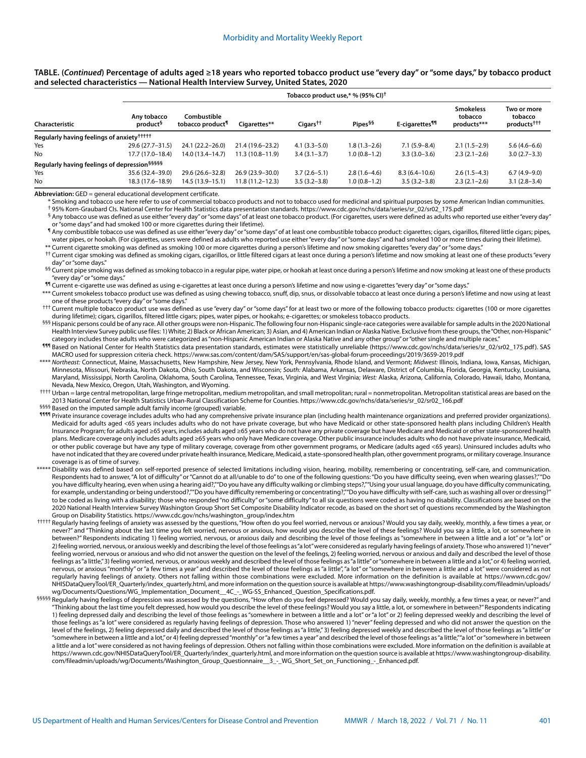**TABLE. (*Continued*) Percentage of adults aged ≥18 years who reported tobacco product use "every day" or "some days," by tobacco product and selected characteristics — National Health Interview Survey, United States, 2020**

| Characteristic | Tobacco product use,* % (95% CI)† | | | | | | | |
|---|---|---|---|---|---|---|---|---|
| | Any tobacco product§ | Combustible tobacco product¶ | Cigarettes** | Cigars†† | Pipes§§ | E-cigarettes¶¶ | Smokeless tobacco products*** | Two or more tobacco products††† |
| **Regularly having feelings of anxiety†††††** | | | | | | | | |
| Yes | 29.6 (27.7–31.5) | 24.1 (22.2–26.0) | 21.4 (19.6–23.2) | 4.1 (3.3–5.0) | 1.8 (1.3–2.6) | 7.1 (5.9–8.4) | 2.1 (1.5–2.9) | 5.6 (4.6–6.6) |
| No | 17.7 (17.0–18.4) | 14.0 (13.4–14.7) | 11.3 (10.8–11.9) | 3.4 (3.1–3.7) | 1.0 (0.8–1.2) | 3.3 (3.0–3.6) | 2.3 (2.1–2.6) | 3.0 (2.7–3.3) |
| **Regularly having feelings of depression§§§§§** | | | | | | | | |
| Yes | 35.6 (32.4–39.0) | 29.6 (26.6–32.8) | 26.9 (23.9–30.0) | 3.7 (2.6–5.1) | 2.8 (1.6–4.6) | 8.3 (6.4–10.6) | 2.6 (1.5–4.3) | 6.7 (4.9–9.0) |
| No | 18.3 (17.6–18.9) | 14.5 (13.9–15.1) | 11.8 (11.2–12.3) | 3.5 (3.2–3.8) | 1.0 (0.8–1.2) | 3.5 (3.2–3.8) | 2.3 (2.1–2.6) | 3.1 (2.8–3.4) |

**Abbreviation:** GED = general educational development certificate.

\* Smoking and tobacco use here refer to use of commercial tobacco products and not to tobacco used for medicinal and spiritual purposes by some American Indian communities.

† 95% Korn-Graubard CIs. National Center for Health Statistics data presentation standards. https://www.cdc.gov/nchs/data/series/sr_02/sr02_175.pdf

§ Any tobacco use was defined as use either "every day" or "some days" of at least one tobacco product. (For cigarettes, users were defined as adults who reported use either "every day" or "some days" and had smoked 100 or more cigarettes during their lifetime).

¶ Any combustible tobacco use was defined as use either "every day" or "some days" of at least one combustible tobacco product: cigarettes; cigars, cigarillos, filtered little cigars; pipes, water pipes, or hookah. (For cigarettes, users were defined as adults who reported use either "every day" or "some days" and had smoked 100 or more times during their lifetime).

\** Current cigarette smoking was defined as smoking 100 or more cigarettes during a person's lifetime and now smoking cigarettes "every day" or "some days."

†† Current cigar smoking was defined as smoking cigars, cigarillos, or little filtered cigars at least once during a person's lifetime and now smoking at least one of these products "every day" or "some days."

§§ Current pipe smoking was defined as smoking tobacco in a regular pipe, water pipe, or hookah at least once during a person's lifetime and now smoking at least one of these products "every day" or "some days."

¶¶ Current e-cigarette use was defined as using e-cigarettes at least once during a person's lifetime and now using e-cigarettes "every day" or "some days."

\*** Current smokeless tobacco product use was defined as using chewing tobacco, snuff, dip, snus, or dissolvable tobacco at least once during a person's lifetime and now using at least one of these products "every day" or "some days."

††† Current multiple tobacco product use was defined as use "every day" or "some days" for at least two or more of the following tobacco products: cigarettes (100 or more cigarettes during lifetime); cigars, cigarillos, filtered little cigars; pipes, water pipes, or hookahs; e-cigarettes; or smokeless tobacco products.

§§§ Hispanic persons could be of any race. All other groups were non-Hispanic. The following four non-Hispanic single-race categories were available for sample adults in the 2020 National Health Interview Survey public use files: 1) White; 2) Black or African American; 3) Asian, and 4) American Indian or Alaska Native. Exclusive from these groups, the "Other, non-Hispanic" category includes those adults who were categorized as "non-Hispanic American Indian or Alaska Native and any other group" or "other single and multiple races."

¶¶¶ Based on National Center for Health Statistics data presentation standards, estimates were statistically unreliable (https://www.cdc.gov/nchs/data/series/sr_02/sr02_175.pdf). SAS MACRO used for suppression criteria check. https://www.sas.com/content/dam/SAS/support/en/sas-global-forum-proceedings/2019/3659-2019.pdf

\**** *Northeast:* Connecticut, Maine, Massachusetts, New Hampshire, New Jersey, New York, Pennsylvania, Rhode Island, and Vermont; *Midwest:* Illinois, Indiana, Iowa, Kansas, Michigan, Minnesota, Missouri, Nebraska, North Dakota, Ohio, South Dakota, and Wisconsin; *South:* Alabama, Arkansas, Delaware, District of Columbia, Florida, Georgia, Kentucky, Louisiana, Maryland, Mississippi, North Carolina, Oklahoma, South Carolina, Tennessee, Texas, Virginia, and West Virginia; *West:* Alaska, Arizona, California, Colorado, Hawaii, Idaho, Montana, Nevada, New Mexico, Oregon, Utah, Washington, and Wyoming.

†††† Urban = large central metropolitan, large fringe metropolitan, medium metropolitan, and small metropolitan; rural = nonmetropolitan. Metropolitan statistical areas are based on the 2013 National Center for Health Statistics Urban-Rural Classification Scheme for Counties. https://www.cdc.gov/nchs/data/series/sr_02/sr02_166.pdf

§§§§ Based on the imputed sample adult family income (grouped) variable.

¶¶¶¶ Private insurance coverage includes adults who had any comprehensive private insurance plan (including health maintenance organizations and preferred provider organizations). Medicaid for adults aged <65 years includes adults who do not have private coverage, but who have Medicaid or other state-sponsored health plans including Children's Health Insurance Program; for adults aged ≥65 years, includes adults aged ≥65 years who do not have any private coverage but have Medicare and Medicaid or other state-sponsored health plans. Medicare coverage only includes adults aged ≥65 years who only have Medicare coverage. Other public insurance includes adults who do not have private insurance, Medicaid, or other public coverage but have any type of military coverage, coverage from other government programs, or Medicare (adults aged <65 years). Uninsured includes adults who have not indicated that they are covered under private health insurance, Medicare, Medicaid, a state-sponsored health plan, other government programs, or military coverage. Insurance coverage is as of time of survey.

\***** Disability was defined based on self-reported presence of selected limitations including vision, hearing, mobility, remembering or concentrating, self-care, and communication. Respondents had to answer, "A lot of difficulty" or "Cannot do at all/unable to do" to one of the following questions: "Do you have difficulty seeing, even when wearing glasses?," "Do you have difficulty hearing, even when using a hearing aid?," "Do you have any difficulty walking or climbing steps?," "Using your usual language, do you have difficulty communicating, for example, understanding or being understood?," "Do you have difficulty remembering or concentrating?," "Do you have difficulty with self-care, such as washing all over or dressing?" to be coded as living with a disability; those who responded "no difficulty" or "some difficulty" to all six questions were coded as having no disability. Classifications are based on the 2020 National Health Interview Survey Washington Group Short Set Composite Disability Indicator recode, as based on the short set of questions recommended by the Washington Group on Disability Statistics. https://www.cdc.gov/nchs/washington_group/index.htm

††††† Regularly having feelings of anxiety was assessed by the questions, "How often do you feel worried, nervous or anxious? Would you say daily, weekly, monthly, a few times a year, or never?" and "Thinking about the last time you felt worried, nervous or anxious, how would you describe the level of these feelings? Would you say a little, a lot, or somewhere in between?" Respondents indicating 1) feeling worried, nervous, or anxious daily and describing the level of those feelings as "somewhere in between a little and a lot" or "a lot" or 2) feeling worried, nervous, or anxious weekly and describing the level of those feelings as "a lot" were considered as regularly having feelings of anxiety. Those who answered 1) "never" feeling worried, nervous or anxious and who did not answer the question on the level of the feelings, 2) feeling worried, nervous or anxious and daily and described the level of those feelings as "a little," 3) feeling worried, nervous, or anxious weekly and described the level of those feelings as "a little" or "somewhere in between a little and a lot," or 4) feeling worried, nervous, or anxious "monthly" or "a few times a year" and described the level of those feelings as "a little", "a lot" or "somewhere in between a little and a lot" were considered as not regularly having feelings of anxiety. Others not falling within those combinations were excluded. More information on the definition is available at https://wwwn.cdc.gov/NHISDataQueryTool/ER_Quarterly/index_quarterly.html, and more information on the question source is available at https://www.washingtongroup-disability.com/fileadmin/uploads/wg/Documents/Questions/WG_Implementation_Document__4C_-_WG-SS_Enhanced_Question_Specifications.pdf.

§§§§§ Regularly having feelings of depression was assessed by the questions, "How often do you feel depressed? Would you say daily, weekly, monthly, a few times a year, or never?" and "Thinking about the last time you felt depressed, how would you describe the level of these feelings? Would you say a little, a lot, or somewhere in between?" Respondents indicating 1) feeling depressed daily and describing the level of those feelings as "somewhere in between a little and a lot" or "a lot" or 2) feeling depressed weekly and describing the level of those feelings as "a lot" were considered as regularly having feelings of depression. Those who answered 1) "never" feeling depressed and who did not answer the question on the level of the feelings, 2) feeling depressed daily and described the level of those feelings as "a little," 3) feeling depressed weekly and described the level of those feelings as "a little" or "somewhere in between a little and a lot," or 4) feeling depressed "monthly" or "a few times a year" and described the level of those feelings as "a little," "a lot" or "somewhere in between a little and a lot" were considered as not having feelings of depression. Others not falling within those combinations were excluded. More information on the definition is available at https://wwwn.cdc.gov/NHISDataQueryTool/ER_Quarterly/index_quarterly.html, and more information on the question source is available at https://www.washingtongroup-disability.com/fileadmin/uploads/wg/Documents/Washington_Group_Questionnaire__3_-_WG_Short_Set_on_Functioning_-_Enhanced.pdf.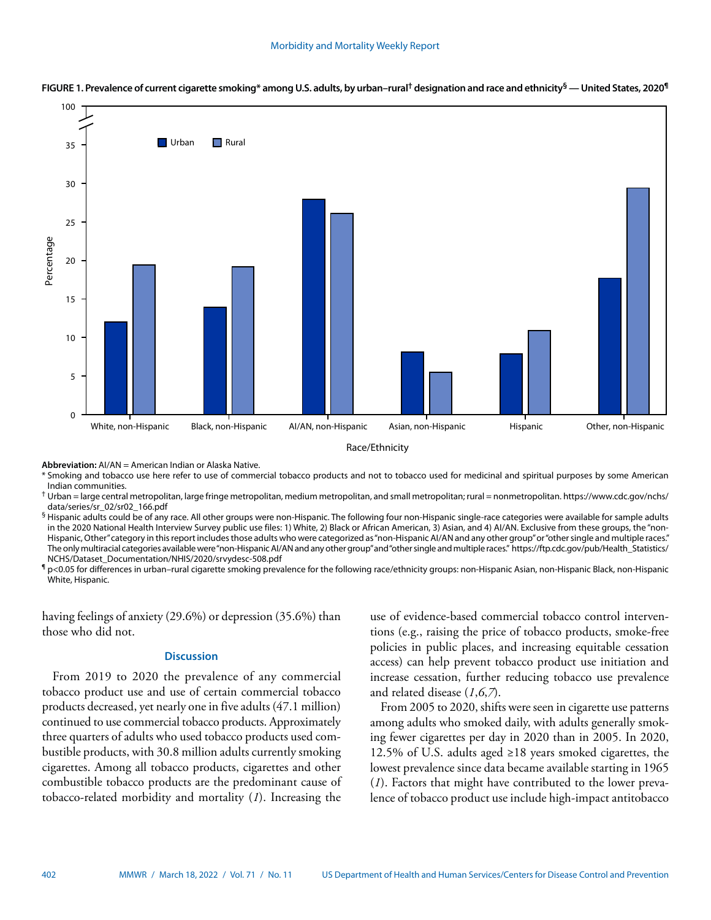**FIGURE 1. Prevalence of current cigarette smoking* among U.S. adults, by urban–rural† designation and race and ethnicity§ — United States, 2020¶**

**Abbreviation:** AI/AN = American Indian or Alaska Native.

\* Smoking and tobacco use here refer to use of commercial tobacco products and not to tobacco used for medicinal and spiritual purposes by some American Indian communities.

† Urban = large central metropolitan, large fringe metropolitan, medium metropolitan, and small metropolitan; rural = nonmetropolitan. https://www.cdc.gov/nchs/data/series/sr_02/sr02_166.pdf

§ Hispanic adults could be of any race. All other groups were non-Hispanic. The following four non-Hispanic single-race categories were available for sample adults in the 2020 National Health Interview Survey public use files: 1) White, 2) Black or African American, 3) Asian, and 4) AI/AN. Exclusive from these groups, the "non-Hispanic, Other" category in this report includes those adults who were categorized as "non-Hispanic AI/AN and any other group" or "other single and multiple races." The only multiracial categories available were "non-Hispanic AI/AN and any other group" and "other single and multiple races." https://ftp.cdc.gov/pub/Health_Statistics/NCHS/Dataset_Documentation/NHIS/2020/srvydesc-508.pdf

¶ p<0.05 for differences in urban–rural cigarette smoking prevalence for the following race/ethnicity groups: non-Hispanic Asian, non-Hispanic Black, non-Hispanic White, Hispanic.

having feelings of anxiety (29.6%) or depression (35.6%) than those who did not.

## Discussion

From 2019 to 2020 the prevalence of any commercial tobacco product use and use of certain commercial tobacco products decreased, yet nearly one in five adults (47.1 million) continued to use commercial tobacco products. Approximately three quarters of adults who used tobacco products used combustible products, with 30.8 million adults currently smoking cigarettes. Among all tobacco products, cigarettes and other combustible tobacco products are the predominant cause of tobacco-related morbidity and mortality (*1*). Increasing the use of evidence-based commercial tobacco control interventions (e.g., raising the price of tobacco products, smoke-free policies in public places, and increasing equitable cessation access) can help prevent tobacco product use initiation and increase cessation, further reducing tobacco use prevalence and related disease (*1*,*6*,*7*).

From 2005 to 2020, shifts were seen in cigarette use patterns among adults who smoked daily, with adults generally smoking fewer cigarettes per day in 2020 than in 2005. In 2020, 12.5% of U.S. adults aged ≥18 years smoked cigarettes, the lowest prevalence since data became available starting in 1965 (*1*). Factors that might have contributed to the lower prevalence of tobacco product use include high-impact antitobacco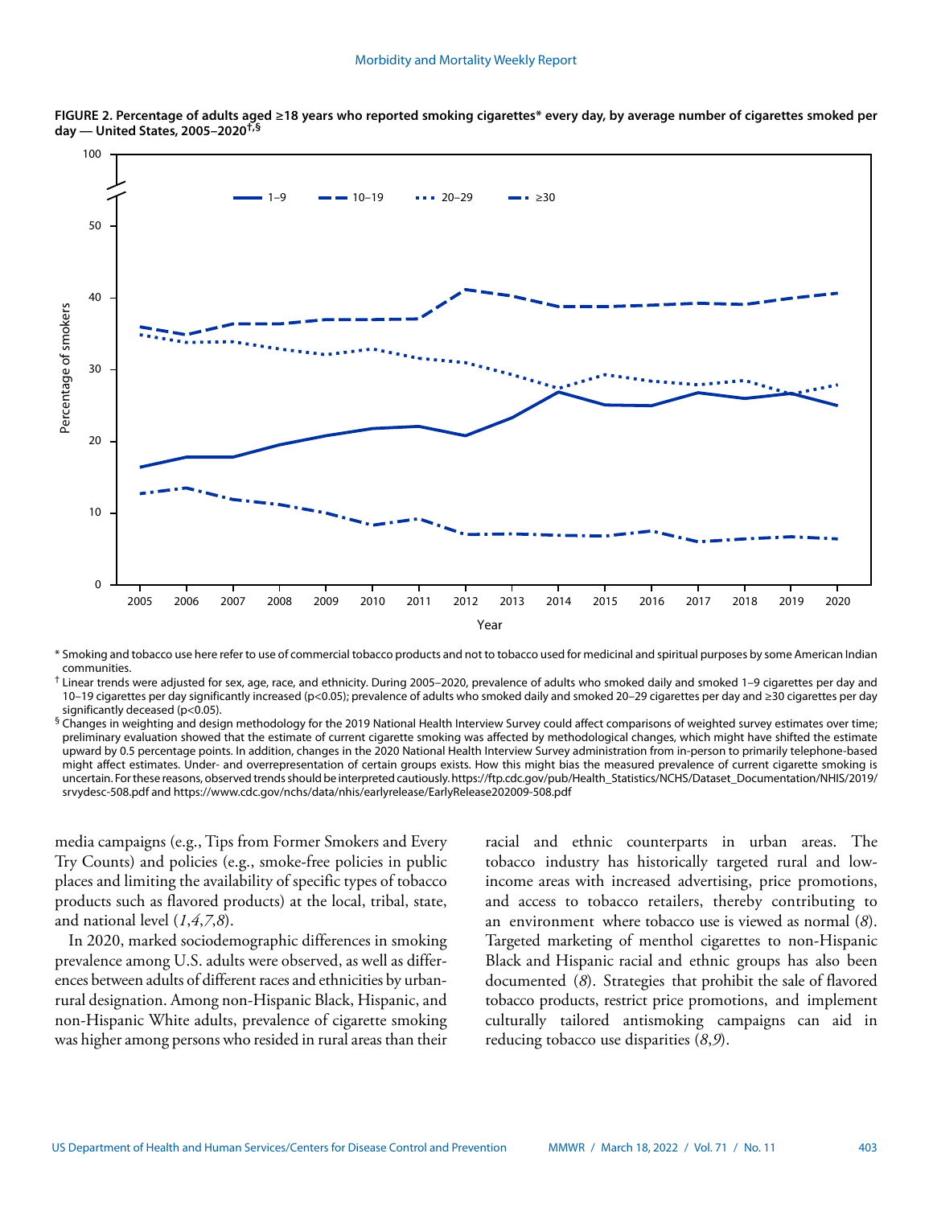**FIGURE 2. Percentage of adults aged ≥18 years who reported smoking cigarettes* every day, by average number of cigarettes smoked per day — United States, 2005–2020†,§**

\* Smoking and tobacco use here refer to use of commercial tobacco products and not to tobacco used for medicinal and spiritual purposes by some American Indian communities.

† Linear trends were adjusted for sex, age, race, and ethnicity. During 2005–2020, prevalence of adults who smoked daily and smoked 1–9 cigarettes per day and 10–19 cigarettes per day significantly increased ($p<0.05$); prevalence of adults who smoked daily and smoked 20–29 cigarettes per day and ≥30 cigarettes per day significantly deceased ($p<0.05$).

§ Changes in weighting and design methodology for the 2019 National Health Interview Survey could affect comparisons of weighted survey estimates over time; preliminary evaluation showed that the estimate of current cigarette smoking was affected by methodological changes, which might have shifted the estimate upward by 0.5 percentage points. In addition, changes in the 2020 National Health Interview Survey administration from in-person to primarily telephone-based might affect estimates. Under- and overrepresentation of certain groups exists. How this might bias the measured prevalence of current cigarette smoking is uncertain. For these reasons, observed trends should be interpreted cautiously. https://ftp.cdc.gov/pub/Health_Statistics/NCHS/Dataset_Documentation/NHIS/2019/srvydesc-508.pdf and https://www.cdc.gov/nchs/data/nhis/earlyrelease/EarlyRelease202009-508.pdf

media campaigns (e.g., Tips from Former Smokers and Every Try Counts) and policies (e.g., smoke-free policies in public places and limiting the availability of specific types of tobacco products such as flavored products) at the local, tribal, state, and national level (*1*,*4*,*7*,*8*).

In 2020, marked sociodemographic differences in smoking prevalence among U.S. adults were observed, as well as differences between adults of different races and ethnicities by urban-rural designation. Among non-Hispanic Black, Hispanic, and non-Hispanic White adults, prevalence of cigarette smoking was higher among persons who resided in rural areas than their racial and ethnic counterparts in urban areas. The tobacco industry has historically targeted rural and low-income areas with increased advertising, price promotions, and access to tobacco retailers, thereby contributing to an environment where tobacco use is viewed as normal (*8*). Targeted marketing of menthol cigarettes to non-Hispanic Black and Hispanic racial and ethnic groups has also been documented (*8*). Strategies that prohibit the sale of flavored tobacco products, restrict price promotions, and implement culturally tailored antismoking campaigns can aid in reducing tobacco use disparities (*8*,*9*).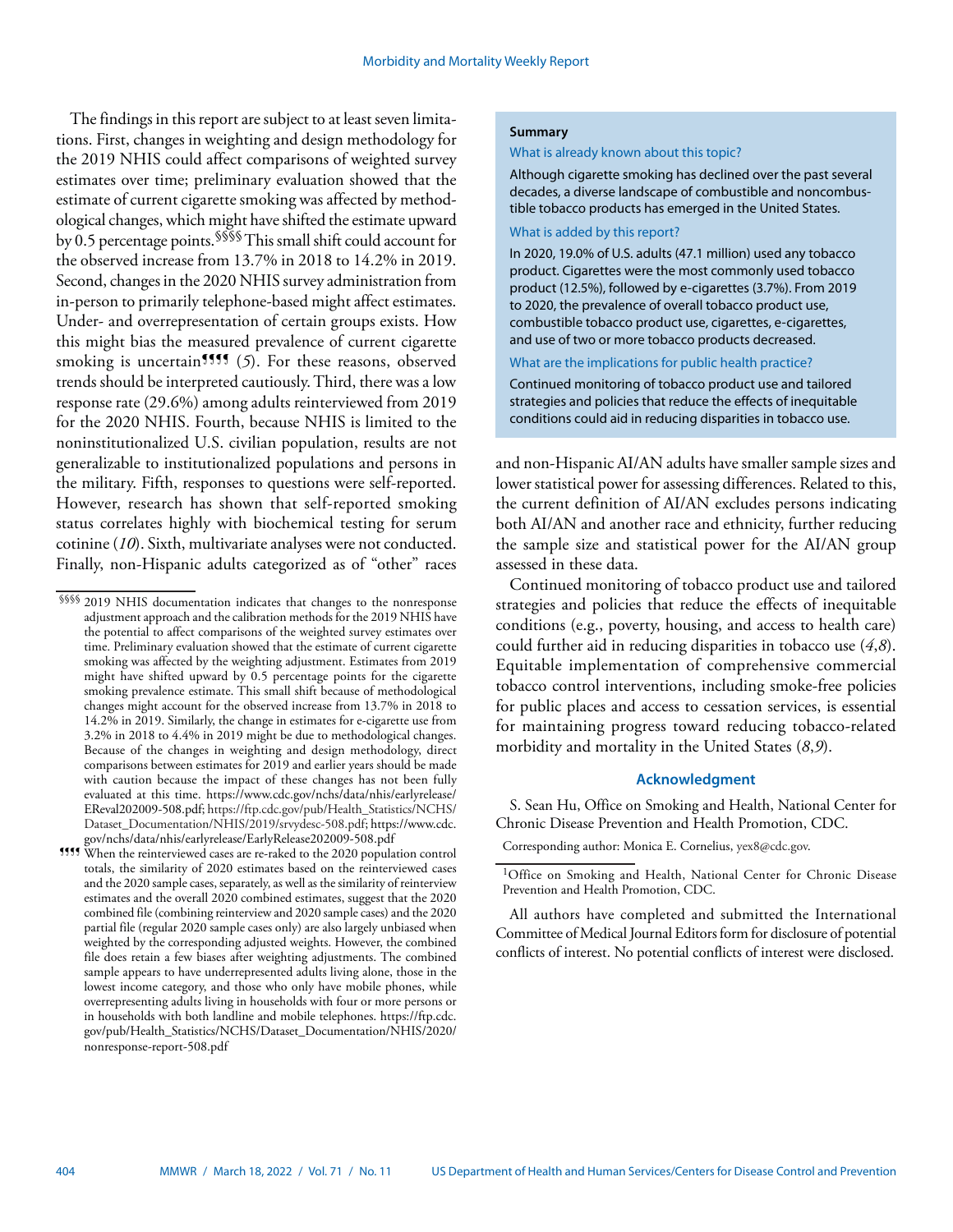The findings in this report are subject to at least seven limitations. First, changes in weighting and design methodology for the 2019 NHIS could affect comparisons of weighted survey estimates over time; preliminary evaluation showed that the estimate of current cigarette smoking was affected by methodological changes, which might have shifted the estimate upward by 0.5 percentage points.[§§§§] This small shift could account for the observed increase from 13.7% in 2018 to 14.2% in 2019. Second, changes in the 2020 NHIS survey administration from in-person to primarily telephone-based might affect estimates. Under- and overrepresentation of certain groups exists. How this might bias the measured prevalence of current cigarette smoking is uncertain[¶¶¶¶] (*5*). For these reasons, observed trends should be interpreted cautiously. Third, there was a low response rate (29.6%) among adults reinterviewed from 2019 for the 2020 NHIS. Fourth, because NHIS is limited to the noninstitutionalized U.S. civilian population, results are not generalizable to institutionalized populations and persons in the military. Fifth, responses to questions were self-reported. However, research has shown that self-reported smoking status correlates highly with biochemical testing for serum cotinine (*10*). Sixth, multivariate analyses were not conducted. Finally, non-Hispanic adults categorized as of "other" races and non-Hispanic AI/AN adults have smaller sample sizes and lower statistical power for assessing differences. Related to this, the current definition of AI/AN excludes persons indicating both AI/AN and another race and ethnicity, further reducing the sample size and statistical power for the AI/AN group assessed in these data.

Continued monitoring of tobacco product use and tailored strategies and policies that reduce the effects of inequitable conditions (e.g., poverty, housing, and access to health care) could further aid in reducing disparities in tobacco use (*4*,*8*). Equitable implementation of comprehensive commercial tobacco control interventions, including smoke-free policies for public places and access to cessation services, is essential for maintaining progress toward reducing tobacco-related morbidity and mortality in the United States (*8*,*9*).

**Summary**

What is already known about this topic?

Although cigarette smoking has declined over the past several decades, a diverse landscape of combustible and noncombustible tobacco products has emerged in the United States.

What is added by this report?

In 2020, 19.0% of U.S. adults (47.1 million) used any tobacco product. Cigarettes were the most commonly used tobacco product (12.5%), followed by e-cigarettes (3.7%). From 2019 to 2020, the prevalence of overall tobacco product use, combustible tobacco product use, cigarettes, e-cigarettes, and use of two or more tobacco products decreased.

What are the implications for public health practice?

Continued monitoring of tobacco product use and tailored strategies and policies that reduce the effects of inequitable conditions could aid in reducing disparities in tobacco use.

## Acknowledgment

S. Sean Hu, Office on Smoking and Health, National Center for Chronic Disease Prevention and Health Promotion, CDC.

Corresponding author: Monica E. Cornelius, yex8@cdc.gov.

[1]Office on Smoking and Health, National Center for Chronic Disease Prevention and Health Promotion, CDC.

All authors have completed and submitted the International Committee of Medical Journal Editors form for disclosure of potential conflicts of interest. No potential conflicts of interest were disclosed.

---

§§§§ 2019 NHIS documentation indicates that changes to the nonresponse adjustment approach and the calibration methods for the 2019 NHIS have the potential to affect comparisons of the weighted survey estimates over time. Preliminary evaluation showed that the estimate of current cigarette smoking was affected by the weighting adjustment. Estimates from 2019 might have shifted upward by 0.5 percentage points for the cigarette smoking prevalence estimate. This small shift because of methodological changes might account for the observed increase from 13.7% in 2018 to 14.2% in 2019. Similarly, the change in estimates for e-cigarette use from 3.2% in 2018 to 4.4% in 2019 might be due to methodological changes. Because of the changes in weighting and design methodology, direct comparisons between estimates for 2019 and earlier years should be made with caution because the impact of these changes has not been fully evaluated at this time. https://www.cdc.gov/nchs/data/nhis/earlyrelease/EReval202009-508.pdf; https://ftp.cdc.gov/pub/Health_Statistics/NCHS/Dataset_Documentation/NHIS/2019/srvydesc-508.pdf; https://www.cdc.gov/nchs/data/nhis/earlyrelease/EarlyRelease202009-508.pdf

¶¶¶¶ When the reinterviewed cases are re-raked to the 2020 population control totals, the similarity of 2020 estimates based on the reinterviewed cases and the 2020 sample cases, separately, as well as the similarity of reinterview estimates and the overall 2020 combined estimates, suggest that the 2020 combined file (combining reinterview and 2020 sample cases) and the 2020 partial file (regular 2020 sample cases only) are also largely unbiased when weighted by the corresponding adjusted weights. However, the combined file does retain a few biases after weighting adjustments. The combined sample appears to have underrepresented adults living alone, those in the lowest income category, and those who only have mobile phones, while overrepresenting adults living in households with four or more persons or in households with both landline and mobile telephones. https://ftp.cdc.gov/pub/Health_Statistics/NCHS/Dataset_Documentation/NHIS/2020/nonresponse-report-508.pdf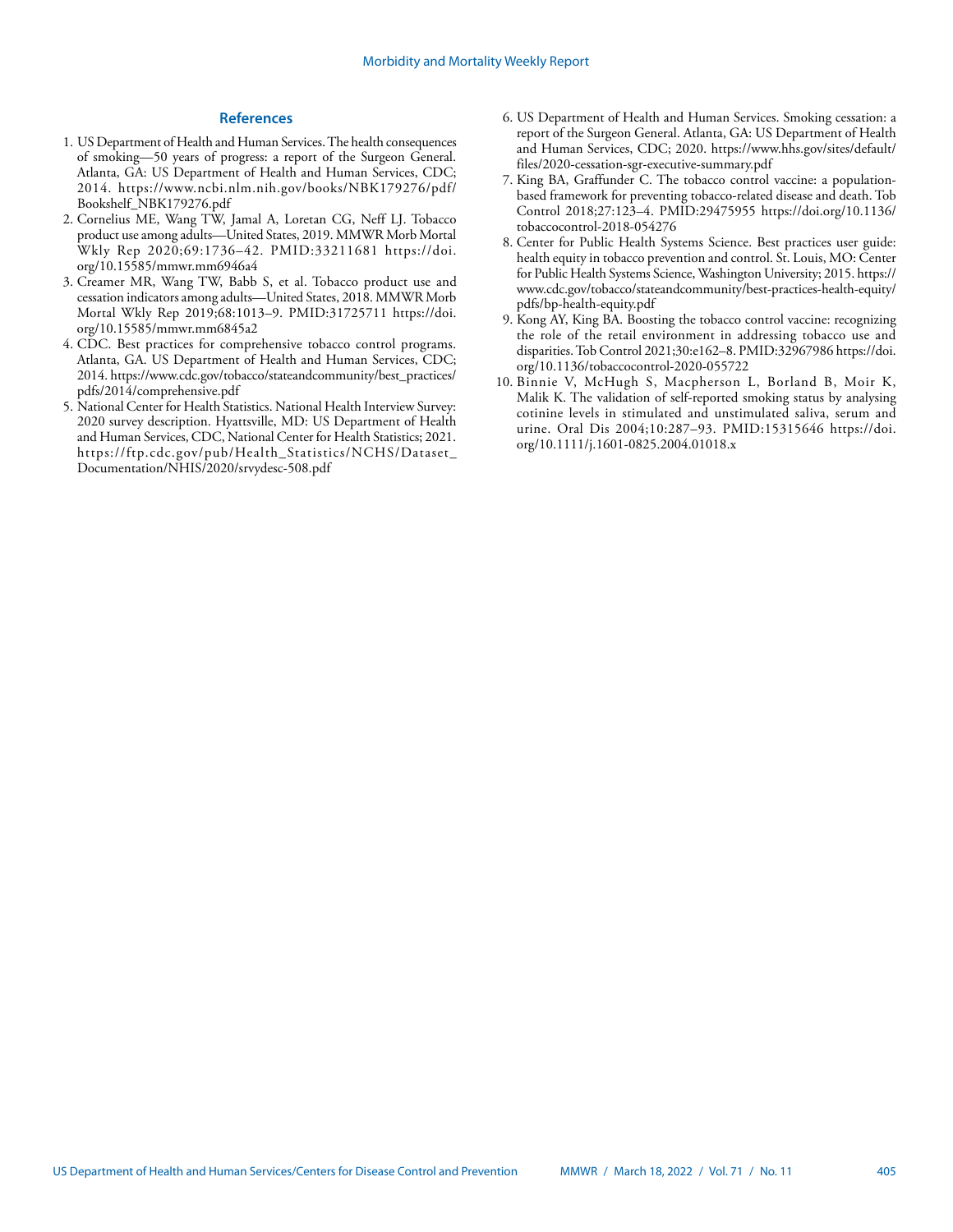## References

1. US Department of Health and Human Services. The health consequences of smoking—50 years of progress: a report of the Surgeon General. Atlanta, GA: US Department of Health and Human Services, CDC; 2014. https://www.ncbi.nlm.nih.gov/books/NBK179276/pdf/Bookshelf_NBK179276.pdf
2. Cornelius ME, Wang TW, Jamal A, Loretan CG, Neff LJ. Tobacco product use among adults—United States, 2019. MMWR Morb Mortal Wkly Rep 2020;69:1736–42. PMID:33211681 https://doi.org/10.15585/mmwr.mm6946a4
3. Creamer MR, Wang TW, Babb S, et al. Tobacco product use and cessation indicators among adults—United States, 2018. MMWR Morb Mortal Wkly Rep 2019;68:1013–9. PMID:31725711 https://doi.org/10.15585/mmwr.mm6845a2
4. CDC. Best practices for comprehensive tobacco control programs. Atlanta, GA. US Department of Health and Human Services, CDC; 2014. https://www.cdc.gov/tobacco/stateandcommunity/best_practices/pdfs/2014/comprehensive.pdf
5. National Center for Health Statistics. National Health Interview Survey: 2020 survey description. Hyattsville, MD: US Department of Health and Human Services, CDC, National Center for Health Statistics; 2021. https://ftp.cdc.gov/pub/Health_Statistics/NCHS/Dataset_Documentation/NHIS/2020/srvydesc-508.pdf
6. US Department of Health and Human Services. Smoking cessation: a report of the Surgeon General. Atlanta, GA: US Department of Health and Human Services, CDC; 2020. https://www.hhs.gov/sites/default/files/2020-cessation-sgr-executive-summary.pdf
7. King BA, Graffunder C. The tobacco control vaccine: a population-based framework for preventing tobacco-related disease and death. Tob Control 2018;27:123–4. PMID:29475955 https://doi.org/10.1136/tobaccocontrol-2018-054276
8. Center for Public Health Systems Science. Best practices user guide: health equity in tobacco prevention and control. St. Louis, MO: Center for Public Health Systems Science, Washington University; 2015. https://www.cdc.gov/tobacco/stateandcommunity/best-practices-health-equity/pdfs/bp-health-equity.pdf
9. Kong AY, King BA. Boosting the tobacco control vaccine: recognizing the role of the retail environment in addressing tobacco use and disparities. Tob Control 2021;30:e162–8. PMID:32967986 https://doi.org/10.1136/tobaccocontrol-2020-055722
10. Binnie V, McHugh S, Macpherson L, Borland B, Moir K, Malik K. The validation of self-reported smoking status by analysing cotinine levels in stimulated and unstimulated saliva, serum and urine. Oral Dis 2004;10:287–93. PMID:15315646 https://doi.org/10.1111/j.1601-0825.2004.01018.x